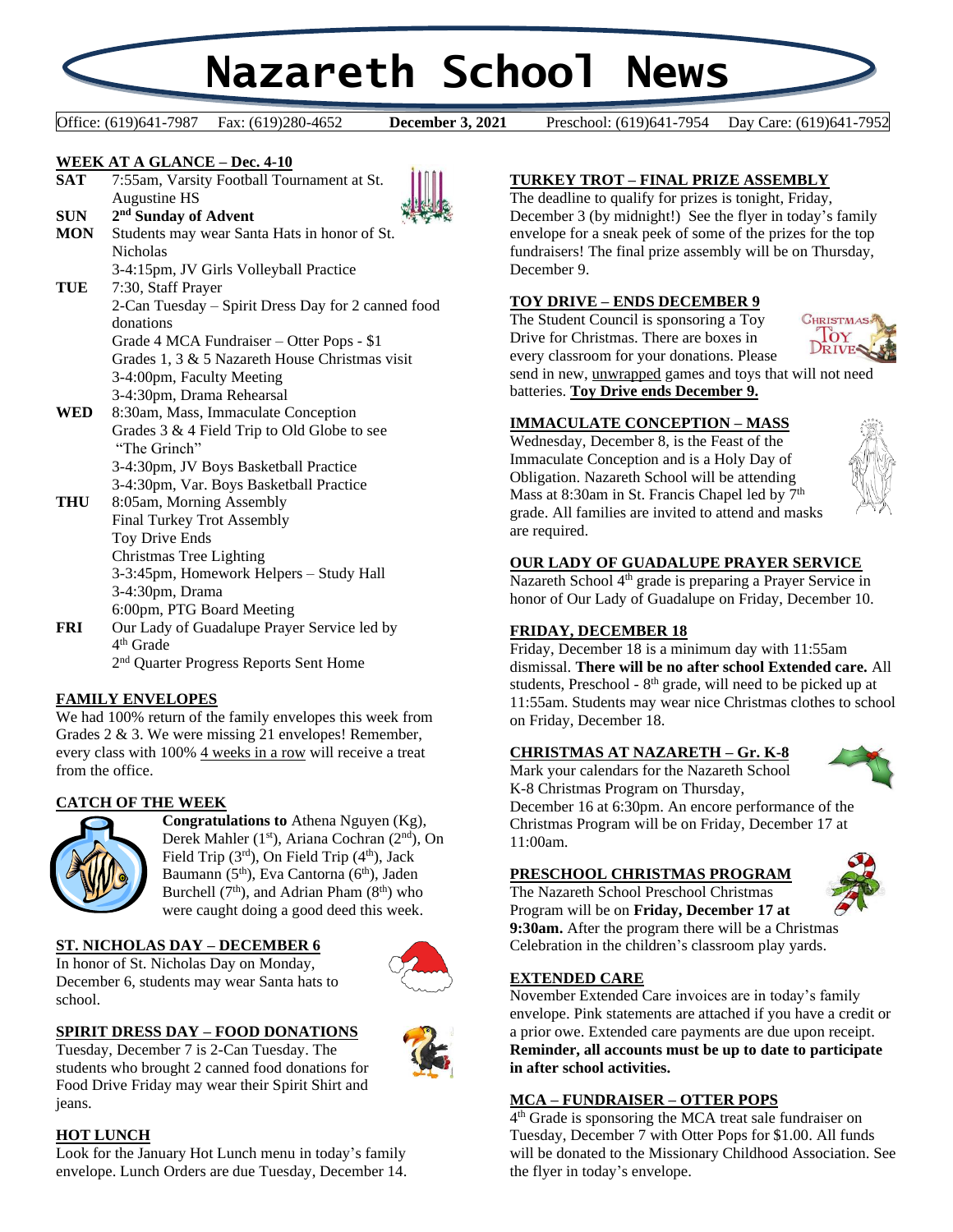# Nazareth School News

Office: (619)641-7987 Fax: (619)280-4652 **December 3, 2021** Preschool: (619)641-7954 Day Care: (619)641-7952

## WEEK AT A GLANCE – Dec. 4-10

**SAT** 7:55am, Varsity Football Tournament at St. Augustine HS

**SUN** **2nd Sunday of Advent**

**MON** Students may wear Santa Hats in honor of St. Nicholas
3-4:15pm, JV Girls Volleyball Practice

**TUE** 7:30, Staff Prayer
2-Can Tuesday – Spirit Dress Day for 2 canned food donations
Grade 4 MCA Fundraiser – Otter Pops - $1
Grades 1, 3 & 5 Nazareth House Christmas visit
3-4:00pm, Faculty Meeting
3-4:30pm, Drama Rehearsal

**WED** 8:30am, Mass, Immaculate Conception
Grades 3 & 4 Field Trip to Old Globe to see "The Grinch"
3-4:30pm, JV Boys Basketball Practice
3-4:30pm, Var. Boys Basketball Practice

**THU** 8:05am, Morning Assembly
Final Turkey Trot Assembly
Toy Drive Ends
Christmas Tree Lighting
3-3:45pm, Homework Helpers – Study Hall
3-4:30pm, Drama
6:00pm, PTG Board Meeting

**FRI** Our Lady of Guadalupe Prayer Service led by 4th Grade
2nd Quarter Progress Reports Sent Home

## FAMILY ENVELOPES

We had 100% return of the family envelopes this week from Grades 2 & 3. We were missing 21 envelopes! Remember, every class with 100% 4 weeks in a row will receive a treat from the office.

## CATCH OF THE WEEK

**Congratulations to** Athena Nguyen (Kg), Derek Mahler (1st), Ariana Cochran (2nd), On Field Trip (3rd), On Field Trip (4th), Jack Baumann (5th), Eva Cantorna (6th), Jaden Burchell (7th), and Adrian Pham (8th) who were caught doing a good deed this week.

## ST. NICHOLAS DAY – DECEMBER 6

In honor of St. Nicholas Day on Monday, December 6, students may wear Santa hats to school.

## SPIRIT DRESS DAY – FOOD DONATIONS

Tuesday, December 7 is 2-Can Tuesday. The students who brought 2 canned food donations for Food Drive Friday may wear their Spirit Shirt and jeans.

## HOT LUNCH

Look for the January Hot Lunch menu in today's family envelope. Lunch Orders are due Tuesday, December 14.

## TURKEY TROT – FINAL PRIZE ASSEMBLY

The deadline to qualify for prizes is tonight, Friday, December 3 (by midnight!) See the flyer in today's family envelope for a sneak peek of some of the prizes for the top fundraisers! The final prize assembly will be on Thursday, December 9.

## TOY DRIVE – ENDS DECEMBER 9

The Student Council is sponsoring a Toy Drive for Christmas. There are boxes in every classroom for your donations. Please send in new, unwrapped games and toys that will not need batteries. **Toy Drive ends December 9.**

## IMMACULATE CONCEPTION – MASS

Wednesday, December 8, is the Feast of the Immaculate Conception and is a Holy Day of Obligation. Nazareth School will be attending Mass at 8:30am in St. Francis Chapel led by 7th grade. All families are invited to attend and masks are required.

## OUR LADY OF GUADALUPE PRAYER SERVICE

Nazareth School 4th grade is preparing a Prayer Service in honor of Our Lady of Guadalupe on Friday, December 10.

## FRIDAY, DECEMBER 18

Friday, December 18 is a minimum day with 11:55am dismissal. **There will be no after school Extended care.** All students, Preschool - 8th grade, will need to be picked up at 11:55am. Students may wear nice Christmas clothes to school on Friday, December 18.

## CHRISTMAS AT NAZARETH – Gr. K-8

Mark your calendars for the Nazareth School K-8 Christmas Program on Thursday, December 16 at 6:30pm. An encore performance of the Christmas Program will be on Friday, December 17 at 11:00am.

## PRESCHOOL CHRISTMAS PROGRAM

The Nazareth School Preschool Christmas Program will be on **Friday, December 17 at 9:30am.** After the program there will be a Christmas Celebration in the children's classroom play yards.

## EXTENDED CARE

November Extended Care invoices are in today's family envelope. Pink statements are attached if you have a credit or a prior owe. Extended care payments are due upon receipt. **Reminder, all accounts must be up to date to participate in after school activities.**

## MCA – FUNDRAISER – OTTER POPS

4th Grade is sponsoring the MCA treat sale fundraiser on Tuesday, December 7 with Otter Pops for $1.00. All funds will be donated to the Missionary Childhood Association. See the flyer in today's envelope.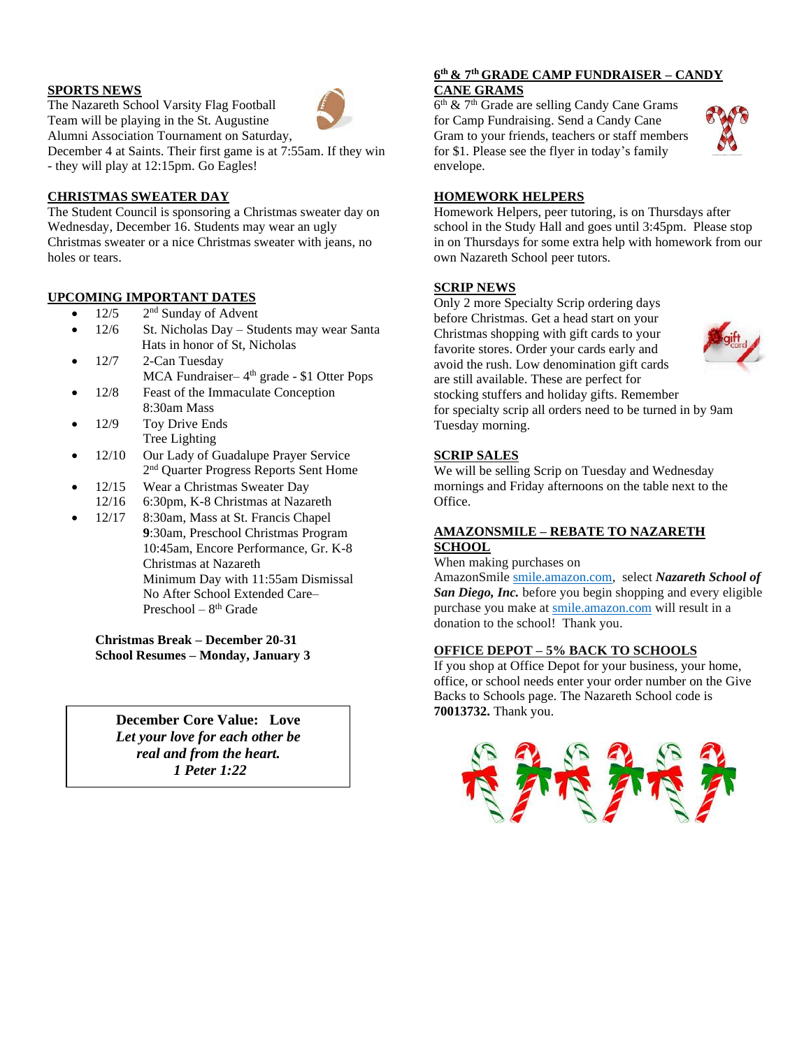## SPORTS NEWS

The Nazareth School Varsity Flag Football Team will be playing in the St. Augustine Alumni Association Tournament on Saturday, December 4 at Saints. Their first game is at 7:55am. If they win - they will play at 12:15pm. Go Eagles!

## CHRISTMAS SWEATER DAY

The Student Council is sponsoring a Christmas sweater day on Wednesday, December 16. Students may wear an ugly Christmas sweater or a nice Christmas sweater with jeans, no holes or tears.

## UPCOMING IMPORTANT DATES

- 12/5 — 2nd Sunday of Advent
- 12/6 — St. Nicholas Day – Students may wear Santa Hats in honor of St, Nicholas
- 12/7 — 2-Can Tuesday
  MCA Fundraiser– 4th grade - $1 Otter Pops
- 12/8 — Feast of the Immaculate Conception
  8:30am Mass
- 12/9 — Toy Drive Ends
  Tree Lighting
- 12/10 — Our Lady of Guadalupe Prayer Service
  2nd Quarter Progress Reports Sent Home
- 12/15 — Wear a Christmas Sweater Day
  12/16 — 6:30pm, K-8 Christmas at Nazareth
- 12/17 — 8:30am, Mass at St. Francis Chapel
  **9**:30am, Preschool Christmas Program
  10:45am, Encore Performance, Gr. K-8 Christmas at Nazareth
  Minimum Day with 11:55am Dismissal
  No After School Extended Care– Preschool – 8th Grade

**Christmas Break – December 20-31**
**School Resumes – Monday, January 3**

> **December Core Value: Love**
> ***Let your love for each other be real and from the heart.***
> ***1 Peter 1:22***

## 6th & 7th GRADE CAMP FUNDRAISER – CANDY CANE GRAMS

6th & 7th Grade are selling Candy Cane Grams for Camp Fundraising. Send a Candy Cane Gram to your friends, teachers or staff members for $1. Please see the flyer in today's family envelope.

## HOMEWORK HELPERS

Homework Helpers, peer tutoring, is on Thursdays after school in the Study Hall and goes until 3:45pm. Please stop in on Thursdays for some extra help with homework from our own Nazareth School peer tutors.

## SCRIP NEWS

Only 2 more Specialty Scrip ordering days before Christmas. Get a head start on your Christmas shopping with gift cards to your favorite stores. Order your cards early and avoid the rush. Low denomination gift cards are still available. These are perfect for stocking stuffers and holiday gifts. Remember for specialty scrip all orders need to be turned in by 9am Tuesday morning.

## SCRIP SALES

We will be selling Scrip on Tuesday and Wednesday mornings and Friday afternoons on the table next to the Office.

## AMAZONSMILE – REBATE TO NAZARETH SCHOOL

When making purchases on AmazonSmile smile.amazon.com, select ***Nazareth School of San Diego, Inc.*** before you begin shopping and every eligible purchase you make at smile.amazon.com will result in a donation to the school! Thank you.

## OFFICE DEPOT – 5% BACK TO SCHOOLS

If you shop at Office Depot for your business, your home, office, or school needs enter your order number on the Give Backs to Schools page. The Nazareth School code is **70013732.** Thank you.